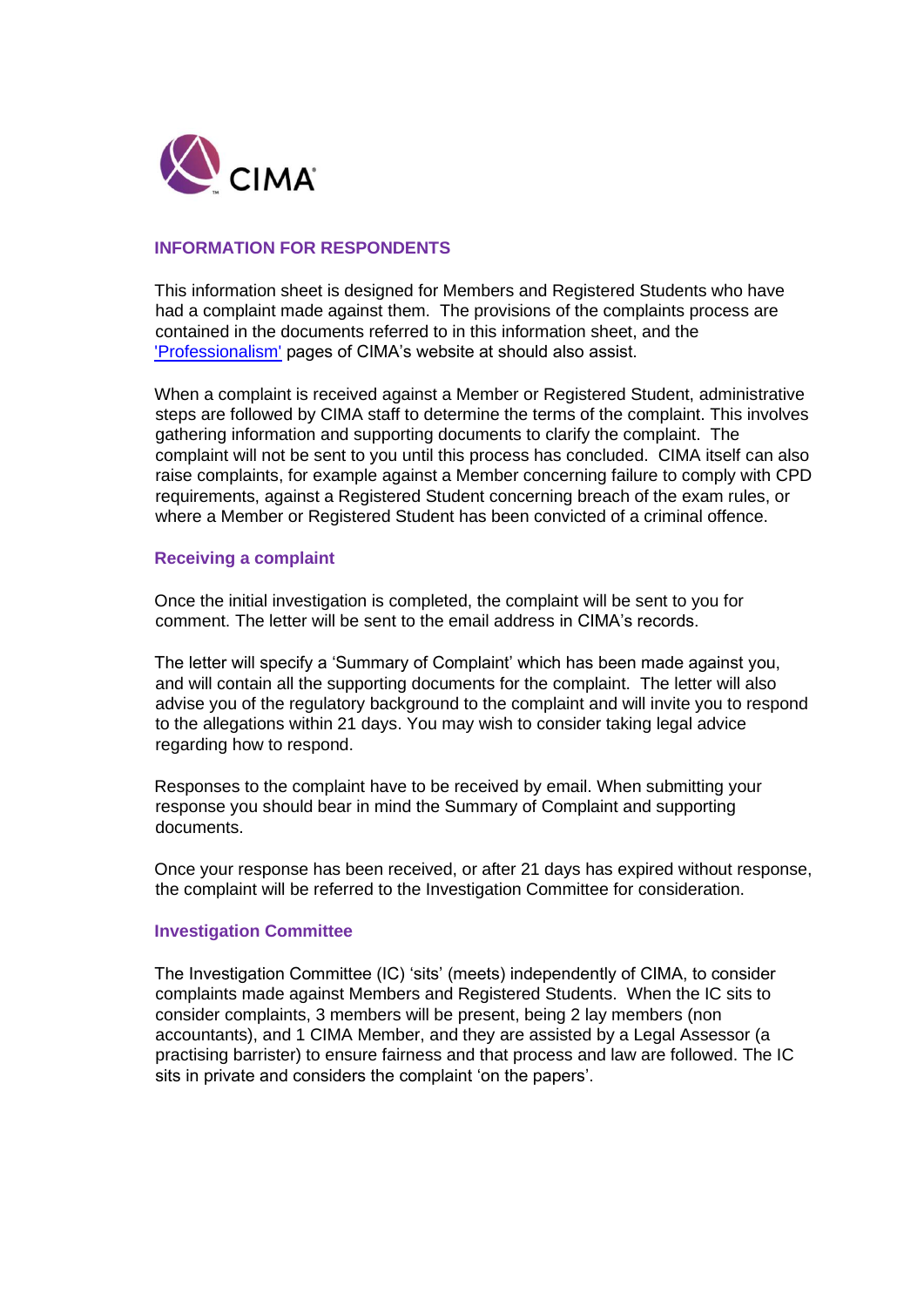# INFORMATION FOR RESPONDENTS

This information sheet is designed for Members and Registered Students who have had a complaint made against them. The provisions of the complaints process are contained in the documents referred to in this information sheet, and the ['Professionalism'](#) pages of CIMA's website at should also assist.

When a complaint is received against a Member or Registered Student, administrative steps are followed by CIMA staff to determine the terms of the complaint. This involves gathering information and supporting documents to clarify the complaint. The complaint will not be sent to you until this process has concluded. CIMA itself can also raise complaints, for example against a Member concerning failure to comply with CPD requirements, against a Registered Student concerning breach of the exam rules, or where a Member or Registered Student has been convicted of a criminal offence.

## Receiving a complaint

Once the initial investigation is completed, the complaint will be sent to you for comment. The letter will be sent to the email address in CIMA's records.

The letter will specify a 'Summary of Complaint' which has been made against you, and will contain all the supporting documents for the complaint. The letter will also advise you of the regulatory background to the complaint and will invite you to respond to the allegations within 21 days. You may wish to consider taking legal advice regarding how to respond.

Responses to the complaint have to be received by email. When submitting your response you should bear in mind the Summary of Complaint and supporting documents.

Once your response has been received, or after 21 days has expired without response, the complaint will be referred to the Investigation Committee for consideration.

## Investigation Committee

The Investigation Committee (IC) 'sits' (meets) independently of CIMA, to consider complaints made against Members and Registered Students. When the IC sits to consider complaints, 3 members will be present, being 2 lay members (non accountants), and 1 CIMA Member, and they are assisted by a Legal Assessor (a practising barrister) to ensure fairness and that process and law are followed. The IC sits in private and considers the complaint 'on the papers'.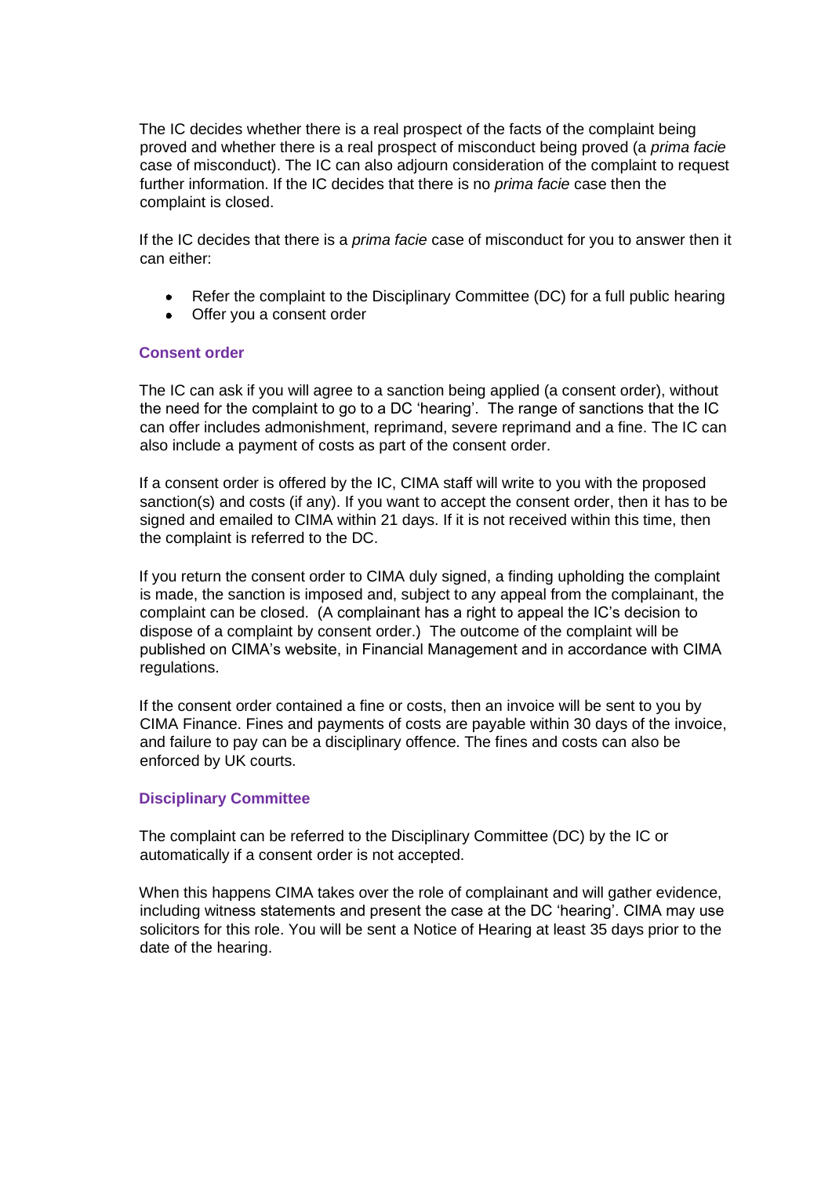The IC decides whether there is a real prospect of the facts of the complaint being proved and whether there is a real prospect of misconduct being proved (a *prima facie* case of misconduct). The IC can also adjourn consideration of the complaint to request further information. If the IC decides that there is no *prima facie* case then the complaint is closed.

If the IC decides that there is a *prima facie* case of misconduct for you to answer then it can either:

- Refer the complaint to the Disciplinary Committee (DC) for a full public hearing
- Offer you a consent order

### Consent order

The IC can ask if you will agree to a sanction being applied (a consent order), without the need for the complaint to go to a DC 'hearing'. The range of sanctions that the IC can offer includes admonishment, reprimand, severe reprimand and a fine. The IC can also include a payment of costs as part of the consent order.

If a consent order is offered by the IC, CIMA staff will write to you with the proposed sanction(s) and costs (if any). If you want to accept the consent order, then it has to be signed and emailed to CIMA within 21 days. If it is not received within this time, then the complaint is referred to the DC.

If you return the consent order to CIMA duly signed, a finding upholding the complaint is made, the sanction is imposed and, subject to any appeal from the complainant, the complaint can be closed. (A complainant has a right to appeal the IC's decision to dispose of a complaint by consent order.) The outcome of the complaint will be published on CIMA's website, in Financial Management and in accordance with CIMA regulations.

If the consent order contained a fine or costs, then an invoice will be sent to you by CIMA Finance. Fines and payments of costs are payable within 30 days of the invoice, and failure to pay can be a disciplinary offence. The fines and costs can also be enforced by UK courts.

### Disciplinary Committee

The complaint can be referred to the Disciplinary Committee (DC) by the IC or automatically if a consent order is not accepted.

When this happens CIMA takes over the role of complainant and will gather evidence, including witness statements and present the case at the DC 'hearing'. CIMA may use solicitors for this role. You will be sent a Notice of Hearing at least 35 days prior to the date of the hearing.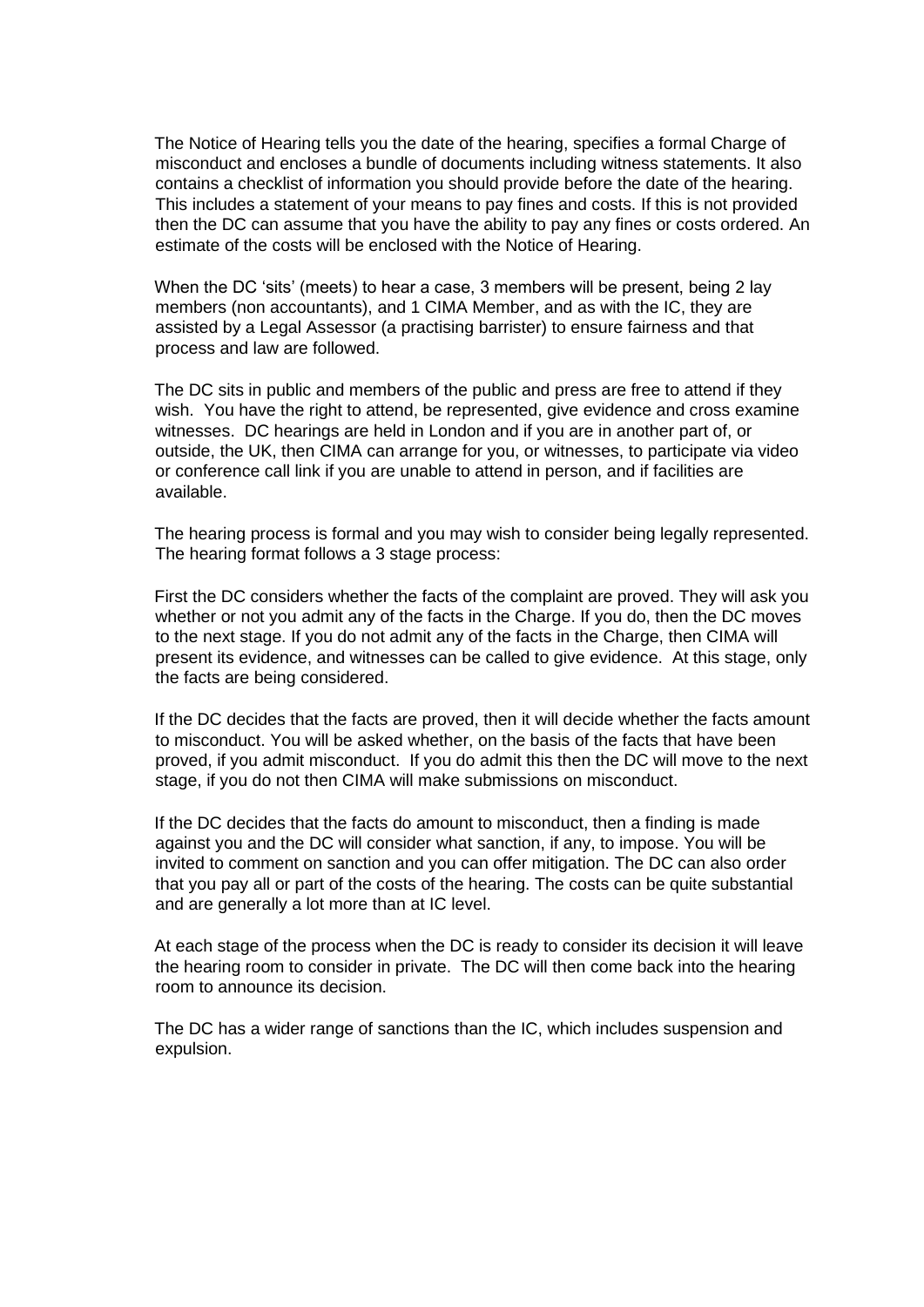The Notice of Hearing tells you the date of the hearing, specifies a formal Charge of misconduct and encloses a bundle of documents including witness statements. It also contains a checklist of information you should provide before the date of the hearing. This includes a statement of your means to pay fines and costs. If this is not provided then the DC can assume that you have the ability to pay any fines or costs ordered. An estimate of the costs will be enclosed with the Notice of Hearing.

When the DC 'sits' (meets) to hear a case, 3 members will be present, being 2 lay members (non accountants), and 1 CIMA Member, and as with the IC, they are assisted by a Legal Assessor (a practising barrister) to ensure fairness and that process and law are followed.

The DC sits in public and members of the public and press are free to attend if they wish. You have the right to attend, be represented, give evidence and cross examine witnesses. DC hearings are held in London and if you are in another part of, or outside, the UK, then CIMA can arrange for you, or witnesses, to participate via video or conference call link if you are unable to attend in person, and if facilities are available.

The hearing process is formal and you may wish to consider being legally represented. The hearing format follows a 3 stage process:

First the DC considers whether the facts of the complaint are proved. They will ask you whether or not you admit any of the facts in the Charge. If you do, then the DC moves to the next stage. If you do not admit any of the facts in the Charge, then CIMA will present its evidence, and witnesses can be called to give evidence. At this stage, only the facts are being considered.

If the DC decides that the facts are proved, then it will decide whether the facts amount to misconduct. You will be asked whether, on the basis of the facts that have been proved, if you admit misconduct. If you do admit this then the DC will move to the next stage, if you do not then CIMA will make submissions on misconduct.

If the DC decides that the facts do amount to misconduct, then a finding is made against you and the DC will consider what sanction, if any, to impose. You will be invited to comment on sanction and you can offer mitigation. The DC can also order that you pay all or part of the costs of the hearing. The costs can be quite substantial and are generally a lot more than at IC level.

At each stage of the process when the DC is ready to consider its decision it will leave the hearing room to consider in private. The DC will then come back into the hearing room to announce its decision.

The DC has a wider range of sanctions than the IC, which includes suspension and expulsion.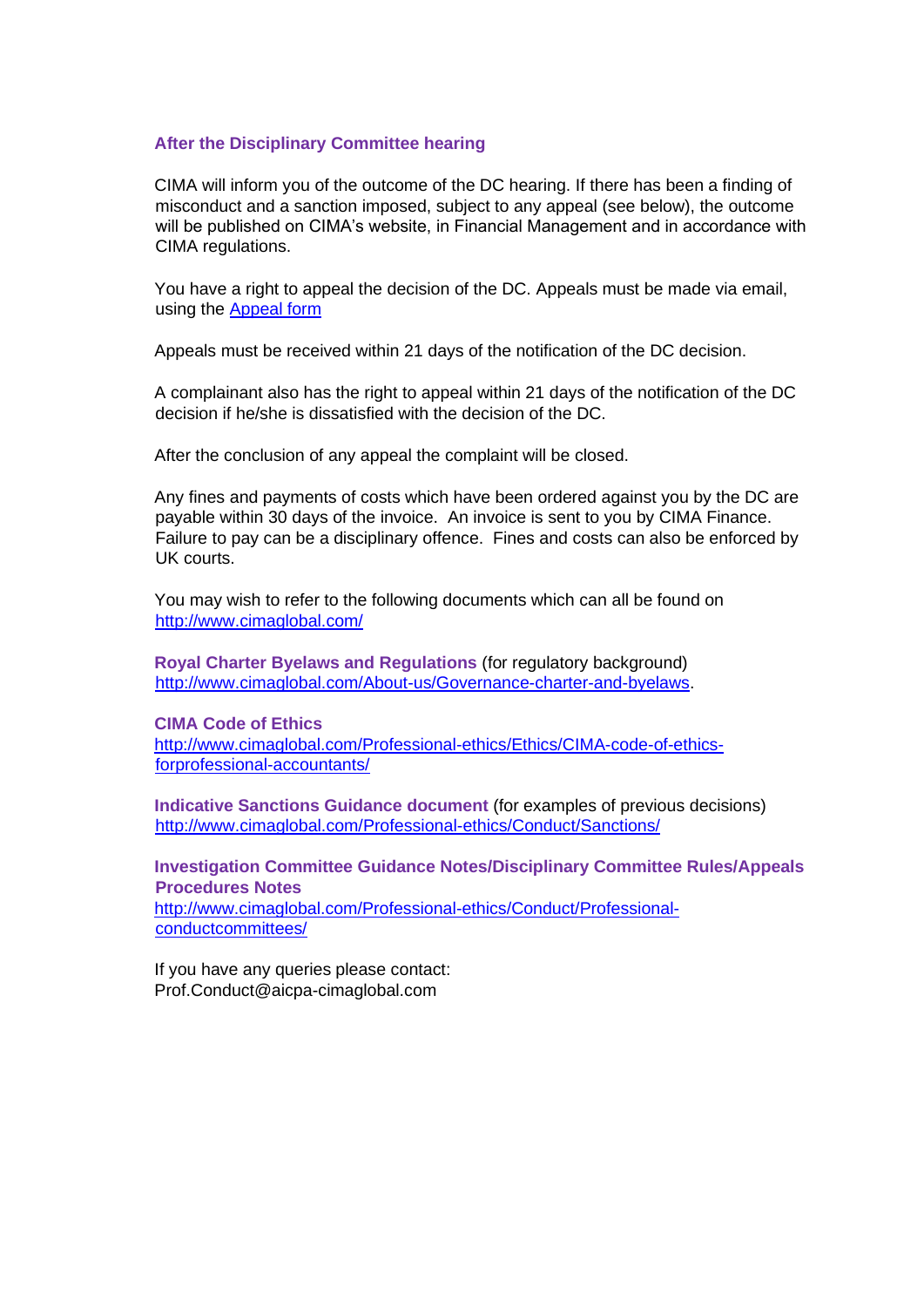### After the Disciplinary Committee hearing

CIMA will inform you of the outcome of the DC hearing. If there has been a finding of misconduct and a sanction imposed, subject to any appeal (see below), the outcome will be published on CIMA's website, in Financial Management and in accordance with CIMA regulations.

You have a right to appeal the decision of the DC. Appeals must be made via email, using the [Appeal form]()

Appeals must be received within 21 days of the notification of the DC decision.

A complainant also has the right to appeal within 21 days of the notification of the DC decision if he/she is dissatisfied with the decision of the DC.

After the conclusion of any appeal the complaint will be closed.

Any fines and payments of costs which have been ordered against you by the DC are payable within 30 days of the invoice. An invoice is sent to you by CIMA Finance. Failure to pay can be a disciplinary offence. Fines and costs can also be enforced by UK courts.

You may wish to refer to the following documents which can all be found on http://www.cimaglobal.com/

**Royal Charter Byelaws and Regulations** (for regulatory background)
http://www.cimaglobal.com/About-us/Governance-charter-and-byelaws.

**CIMA Code of Ethics**
http://www.cimaglobal.com/Professional-ethics/Ethics/CIMA-code-of-ethics-forprofessional-accountants/

**Indicative Sanctions Guidance document** (for examples of previous decisions)
http://www.cimaglobal.com/Professional-ethics/Conduct/Sanctions/

**Investigation Committee Guidance Notes/Disciplinary Committee Rules/Appeals Procedures Notes**
http://www.cimaglobal.com/Professional-ethics/Conduct/Professional-conductcommittees/

If you have any queries please contact:
Prof.Conduct@aicpa-cimaglobal.com